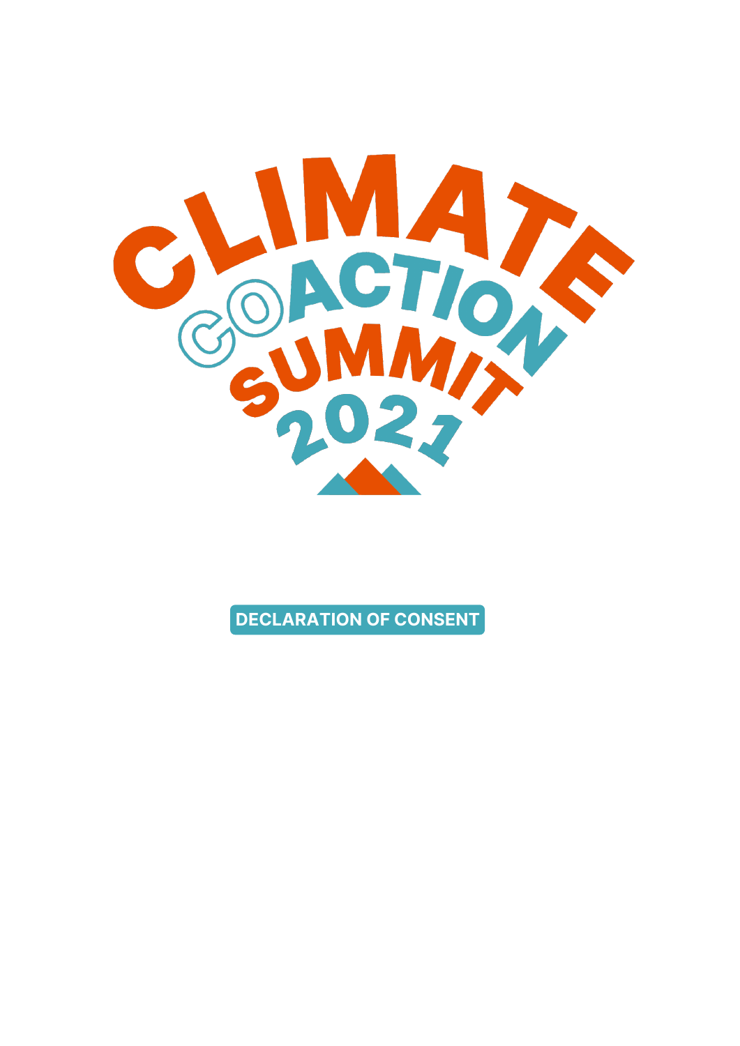# CLIMATE ACTION SUMMIT 2021

## DECLARATION OF CONSENT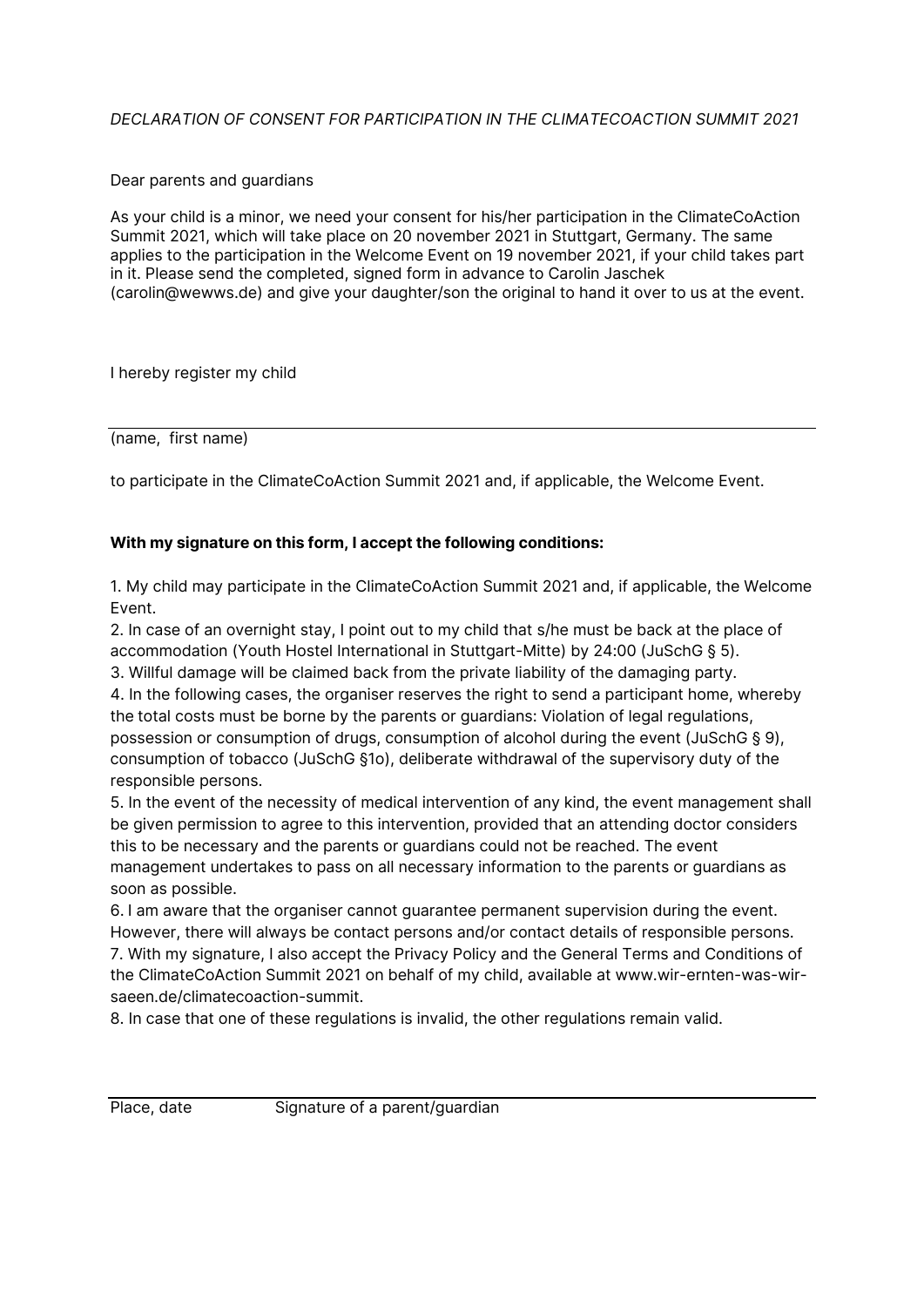*DECLARATION OF CONSENT FOR PARTICIPATION IN THE CLIMATECOACTION SUMMIT 2021*

Dear parents and guardians

As your child is a minor, we need your consent for his/her participation in the ClimateCoAction Summit 2021, which will take place on 20 november 2021 in Stuttgart, Germany. The same applies to the participation in the Welcome Event on 19 november 2021, if your child takes part in it. Please send the completed, signed form in advance to Carolin Jaschek (carolin@wewws.de) and give your daughter/son the original to hand it over to us at the event.

I hereby register my child

______________________________________________________________________

(name, first name)

to participate in the ClimateCoAction Summit 2021 and, if applicable, the Welcome Event.

**With my signature on this form, I accept the following conditions:**

1. My child may participate in the ClimateCoAction Summit 2021 and, if applicable, the Welcome Event.
2. In case of an overnight stay, I point out to my child that s/he must be back at the place of accommodation (Youth Hostel International in Stuttgart-Mitte) by 24:00 (JuSchG § 5).
3. Willful damage will be claimed back from the private liability of the damaging party.
4. In the following cases, the organiser reserves the right to send a participant home, whereby the total costs must be borne by the parents or guardians: Violation of legal regulations, possession or consumption of drugs, consumption of alcohol during the event (JuSchG § 9), consumption of tobacco (JuSchG §1o), deliberate withdrawal of the supervisory duty of the responsible persons.
5. In the event of the necessity of medical intervention of any kind, the event management shall be given permission to agree to this intervention, provided that an attending doctor considers this to be necessary and the parents or guardians could not be reached. The event management undertakes to pass on all necessary information to the parents or guardians as soon as possible.
6. I am aware that the organiser cannot guarantee permanent supervision during the event. However, there will always be contact persons and/or contact details of responsible persons.
7. With my signature, I also accept the Privacy Policy and the General Terms and Conditions of the ClimateCoAction Summit 2021 on behalf of my child, available at www.wir-ernten-was-wir-saeen.de/climatecoaction-summit.
8. In case that one of these regulations is invalid, the other regulations remain valid.

______________________________________________________________________

Place, date Signature of a parent/guardian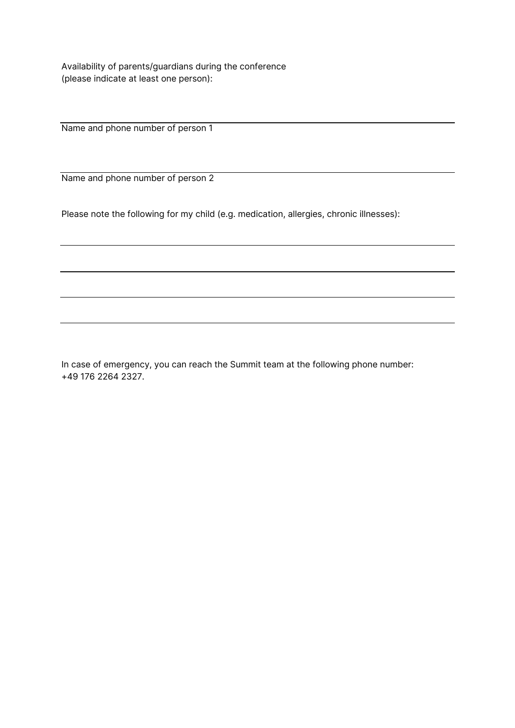Availability of parents/guardians during the conference
(please indicate at least one person):

______________________________________________

Name and phone number of person 1

______________________________________________

Name and phone number of person 2

Please note the following for my child (e.g. medication, allergies, chronic illnesses):

______________________________________________

______________________________________________

______________________________________________

______________________________________________

In case of emergency, you can reach the Summit team at the following phone number:
+49 176 2264 2327.